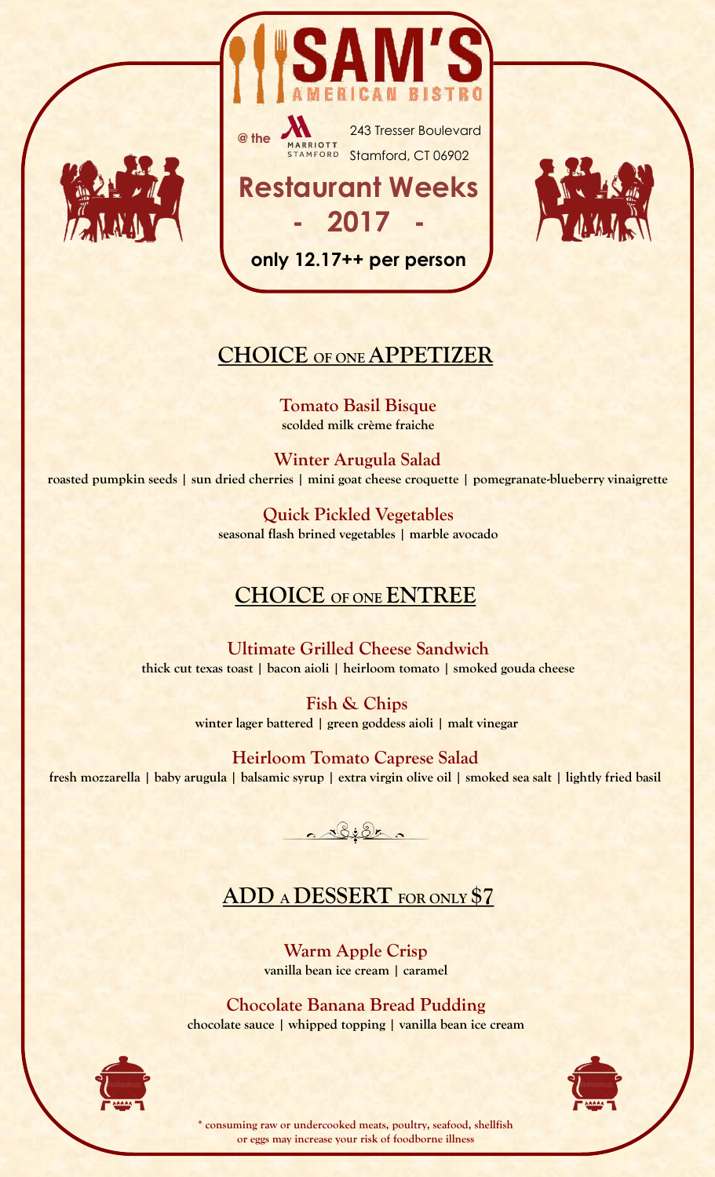# SAM'S

## AMERICAN BISTRO

@ the MARRIOTT STAMFORD

243 Tresser Boulevard
Stamford, CT 06902

## Restaurant Weeks - 2017 -

**only 12.17++ per person**

## CHOICE OF ONE APPETIZER

**Tomato Basil Bisque**
scolded milk crème fraiche

**Winter Arugula Salad**
roasted pumpkin seeds | sun dried cherries | mini goat cheese croquette | pomegranate-blueberry vinaigrette

**Quick Pickled Vegetables**
seasonal flash brined vegetables | marble avocado

## CHOICE OF ONE ENTREE

**Ultimate Grilled Cheese Sandwich**
thick cut texas toast | bacon aioli | heirloom tomato | smoked gouda cheese

**Fish & Chips**
winter lager battered | green goddess aioli | malt vinegar

**Heirloom Tomato Caprese Salad**
fresh mozzarella | baby arugula | balsamic syrup | extra virgin olive oil | smoked sea salt | lightly fried basil

## ADD A DESSERT FOR ONLY $7

**Warm Apple Crisp**
vanilla bean ice cream | caramel

**Chocolate Banana Bread Pudding**
chocolate sauce | whipped topping | vanilla bean ice cream

* consuming raw or undercooked meats, poultry, seafood, shellfish or eggs may increase your risk of foodborne illness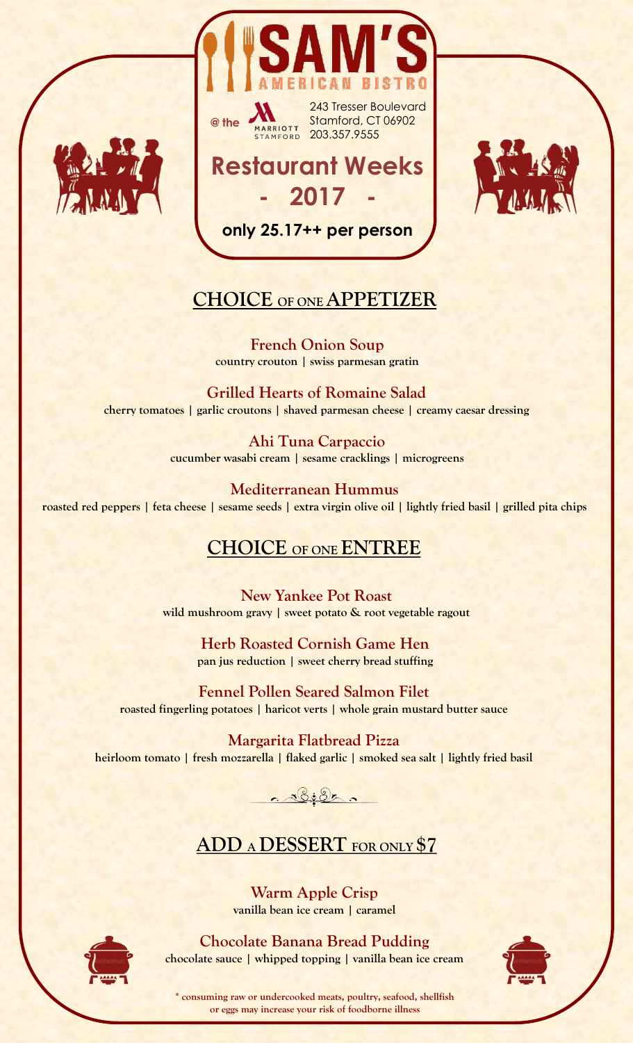# SAM'S AMERICAN BISTRO

@ the MARRIOTT STAMFORD

243 Tresser Boulevard
Stamford, CT 06902
203.357.9555

## Restaurant Weeks - 2017 -

**only 25.17++ per person**

## CHOICE OF ONE APPETIZER

**French Onion Soup**
country crouton | swiss parmesan gratin

**Grilled Hearts of Romaine Salad**
cherry tomatoes | garlic croutons | shaved parmesan cheese | creamy caesar dressing

**Ahi Tuna Carpaccio**
cucumber wasabi cream | sesame cracklings | microgreens

**Mediterranean Hummus**
roasted red peppers | feta cheese | sesame seeds | extra virgin olive oil | lightly fried basil | grilled pita chips

## CHOICE OF ONE ENTREE

**New Yankee Pot Roast**
wild mushroom gravy | sweet potato & root vegetable ragout

**Herb Roasted Cornish Game Hen**
pan jus reduction | sweet cherry bread stuffing

**Fennel Pollen Seared Salmon Filet**
roasted fingerling potatoes | haricot verts | whole grain mustard butter sauce

**Margarita Flatbread Pizza**
heirloom tomato | fresh mozzarella | flaked garlic | smoked sea salt | lightly fried basil

## ADD A DESSERT FOR ONLY $7

**Warm Apple Crisp**
vanilla bean ice cream | caramel

**Chocolate Banana Bread Pudding**
chocolate sauce | whipped topping | vanilla bean ice cream

* consuming raw or undercooked meats, poultry, seafood, shellfish or eggs may increase your risk of foodborne illness